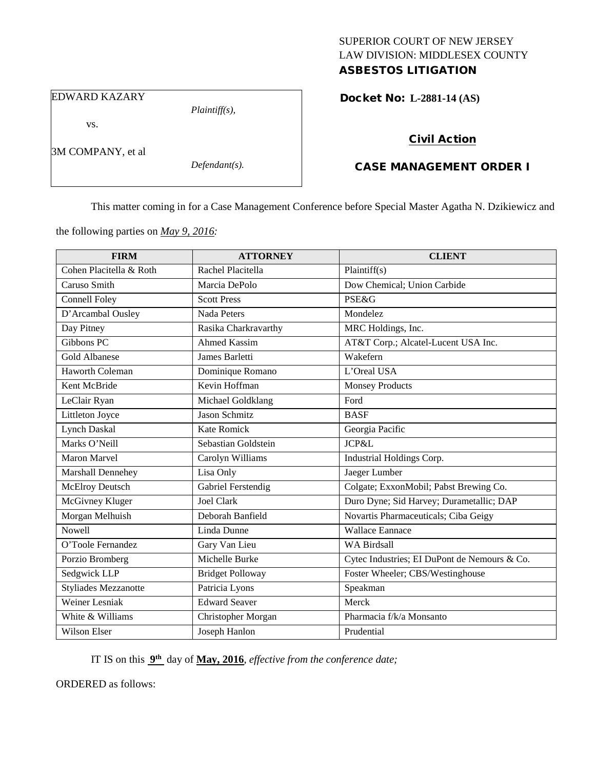SUPERIOR COURT OF NEW JERSEY
LAW DIVISION: MIDDLESEX COUNTY
**ASBESTOS LITIGATION**

EDWARD KAZARY
*Plaintiff(s),*

vs.

3M COMPANY, et al
*Defendant(s).*

**Docket No: L-2881-14 (AS)**

**Civil Action**

**CASE MANAGEMENT ORDER I**

This matter coming in for a Case Management Conference before Special Master Agatha N. Dzikiewicz and the following parties on *May 9, 2016:*

| FIRM | ATTORNEY | CLIENT |
|---|---|---|
| Cohen Placitella & Roth | Rachel Placitella | Plaintiff(s) |
| Caruso Smith | Marcia DePolo | Dow Chemical; Union Carbide |
| Connell Foley | Scott Press | PSE&G |
| D'Arcambal Ousley | Nada Peters | Mondelez |
| Day Pitney | Rasika Charkravarthy | MRC Holdings, Inc. |
| Gibbons PC | Ahmed Kassim | AT&T Corp.; Alcatel-Lucent USA Inc. |
| Gold Albanese | James Barletti | Wakefern |
| Haworth Coleman | Dominique Romano | L'Oreal USA |
| Kent McBride | Kevin Hoffman | Monsey Products |
| LeClair Ryan | Michael Goldklang | Ford |
| Littleton Joyce | Jason Schmitz | BASF |
| Lynch Daskal | Kate Romick | Georgia Pacific |
| Marks O'Neill | Sebastian Goldstein | JCP&L |
| Maron Marvel | Carolyn Williams | Industrial Holdings Corp. |
| Marshall Dennehey | Lisa Only | Jaeger Lumber |
| McElroy Deutsch | Gabriel Ferstendig | Colgate; ExxonMobil; Pabst Brewing Co. |
| McGivney Kluger | Joel Clark | Duro Dyne; Sid Harvey; Durametallic; DAP |
| Morgan Melhuish | Deborah Banfield | Novartis Pharmaceuticals; Ciba Geigy |
| Nowell | Linda Dunne | Wallace Eannace |
| O'Toole Fernandez | Gary Van Lieu | WA Birdsall |
| Porzio Bromberg | Michelle Burke | Cytec Industries; EI DuPont de Nemours & Co. |
| Sedgwick LLP | Bridget Polloway | Foster Wheeler; CBS/Westinghouse |
| Styliades Mezzanotte | Patricia Lyons | Speakman |
| Weiner Lesniak | Edward Seaver | Merck |
| White & Williams | Christopher Morgan | Pharmacia f/k/a Monsanto |
| Wilson Elser | Joseph Hanlon | Prudential |

IT IS on this **9th** day of **May, 2016**, *effective from the conference date;*

ORDERED as follows: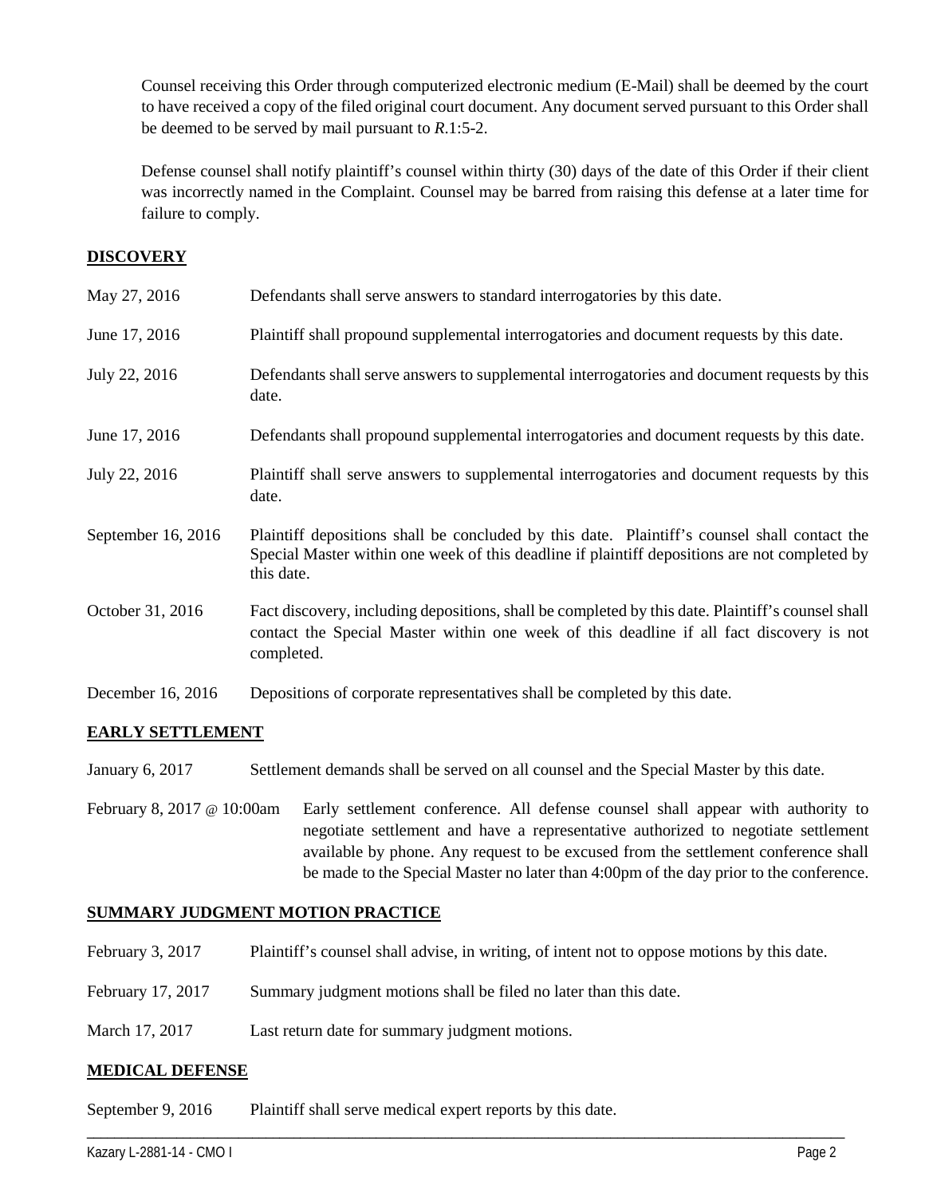Counsel receiving this Order through computerized electronic medium (E-Mail) shall be deemed by the court to have received a copy of the filed original court document. Any document served pursuant to this Order shall be deemed to be served by mail pursuant to *R*.1:5-2.

Defense counsel shall notify plaintiff's counsel within thirty (30) days of the date of this Order if their client was incorrectly named in the Complaint. Counsel may be barred from raising this defense at a later time for failure to comply.

## DISCOVERY

| | |
|---|---|
| May 27, 2016 | Defendants shall serve answers to standard interrogatories by this date. |
| June 17, 2016 | Plaintiff shall propound supplemental interrogatories and document requests by this date. |
| July 22, 2016 | Defendants shall serve answers to supplemental interrogatories and document requests by this date. |
| June 17, 2016 | Defendants shall propound supplemental interrogatories and document requests by this date. |
| July 22, 2016 | Plaintiff shall serve answers to supplemental interrogatories and document requests by this date. |
| September 16, 2016 | Plaintiff depositions shall be concluded by this date. Plaintiff's counsel shall contact the Special Master within one week of this deadline if plaintiff depositions are not completed by this date. |
| October 31, 2016 | Fact discovery, including depositions, shall be completed by this date. Plaintiff's counsel shall contact the Special Master within one week of this deadline if all fact discovery is not completed. |
| December 16, 2016 | Depositions of corporate representatives shall be completed by this date. |

## EARLY SETTLEMENT

| | |
|---|---|
| January 6, 2017 | Settlement demands shall be served on all counsel and the Special Master by this date. |
| February 8, 2017 @ 10:00am | Early settlement conference. All defense counsel shall appear with authority to negotiate settlement and have a representative authorized to negotiate settlement available by phone. Any request to be excused from the settlement conference shall be made to the Special Master no later than 4:00pm of the day prior to the conference. |

## SUMMARY JUDGMENT MOTION PRACTICE

| | |
|---|---|
| February 3, 2017 | Plaintiff's counsel shall advise, in writing, of intent not to oppose motions by this date. |
| February 17, 2017 | Summary judgment motions shall be filed no later than this date. |
| March 17, 2017 | Last return date for summary judgment motions. |

## MEDICAL DEFENSE

| | |
|---|---|
| September 9, 2016 | Plaintiff shall serve medical expert reports by this date. |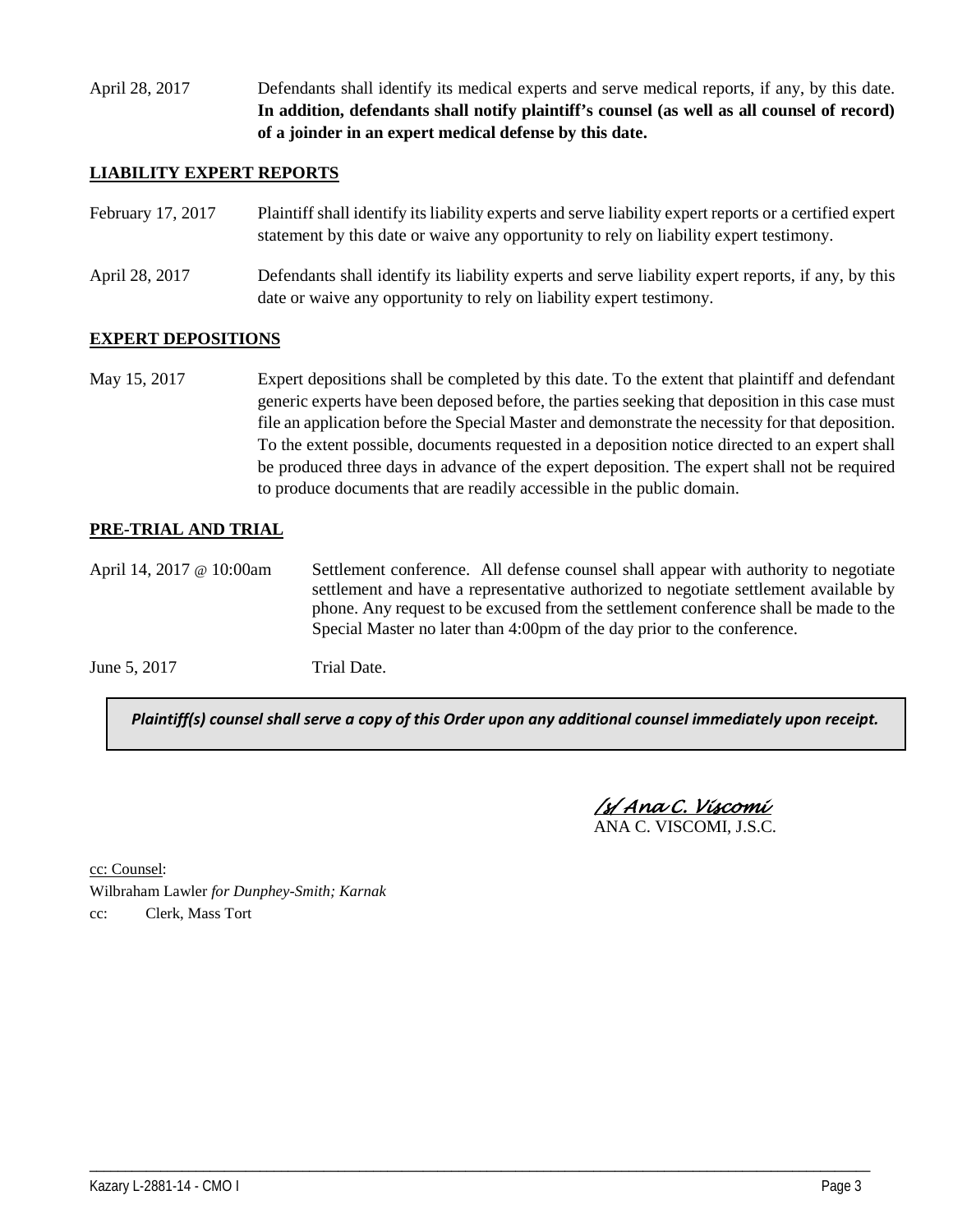| | |
|---|---|
| April 28, 2017 | Defendants shall identify its medical experts and serve medical reports, if any, by this date. **In addition, defendants shall notify plaintiff's counsel (as well as all counsel of record) of a joinder in an expert medical defense by this date.** |

## LIABILITY EXPERT REPORTS

| | |
|---|---|
| February 17, 2017 | Plaintiff shall identify its liability experts and serve liability expert reports or a certified expert statement by this date or waive any opportunity to rely on liability expert testimony. |
| April 28, 2017 | Defendants shall identify its liability experts and serve liability expert reports, if any, by this date or waive any opportunity to rely on liability expert testimony. |

## EXPERT DEPOSITIONS

| | |
|---|---|
| May 15, 2017 | Expert depositions shall be completed by this date. To the extent that plaintiff and defendant generic experts have been deposed before, the parties seeking that deposition in this case must file an application before the Special Master and demonstrate the necessity for that deposition. To the extent possible, documents requested in a deposition notice directed to an expert shall be produced three days in advance of the expert deposition. The expert shall not be required to produce documents that are readily accessible in the public domain. |

## PRE-TRIAL AND TRIAL

| | |
|---|---|
| April 14, 2017 @ 10:00am | Settlement conference. All defense counsel shall appear with authority to negotiate settlement and have a representative authorized to negotiate settlement available by phone. Any request to be excused from the settlement conference shall be made to the Special Master no later than 4:00pm of the day prior to the conference. |
| June 5, 2017 | Trial Date. |

***Plaintiff(s) counsel shall serve a copy of this Order upon any additional counsel immediately upon receipt.***

*/s/ Ana C. Viscomi*
ANA C. VISCOMI, J.S.C.

cc: Counsel:
Wilbraham Lawler *for Dunphey-Smith; Karnak*
cc: Clerk, Mass Tort